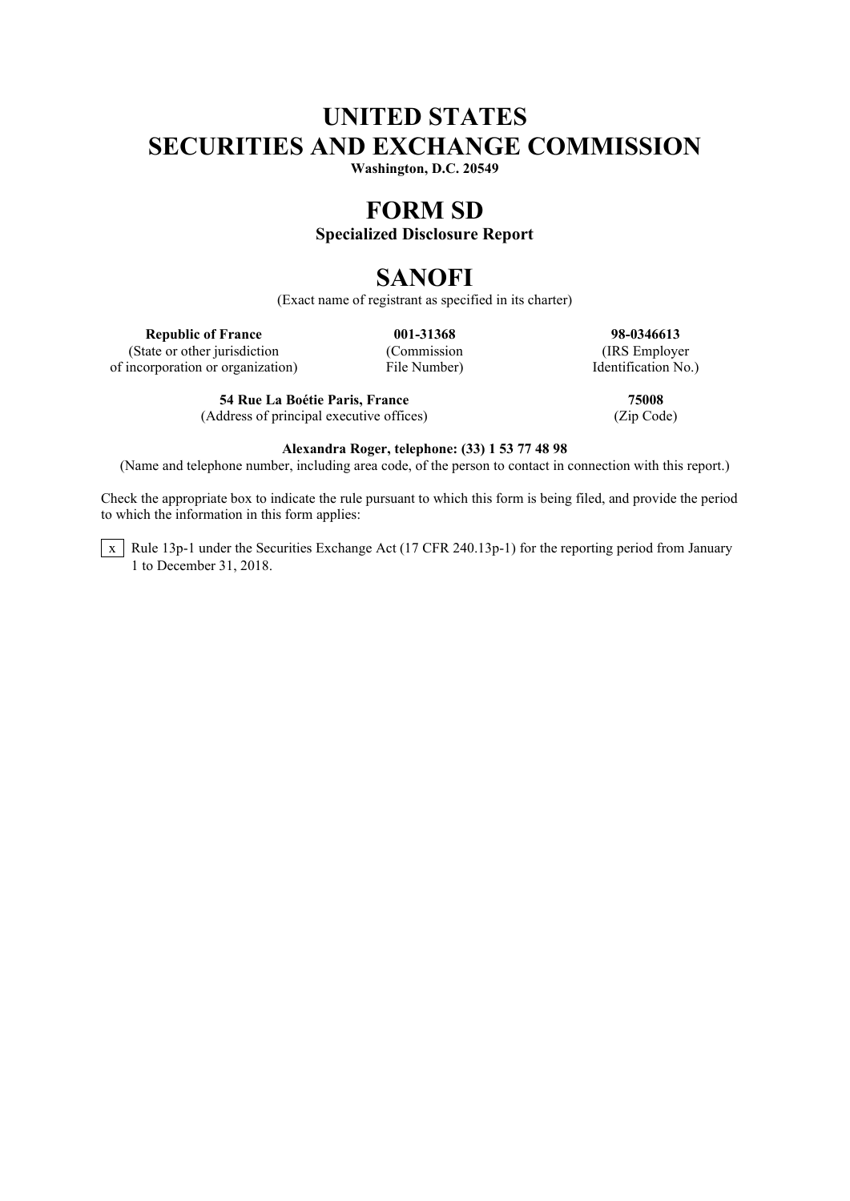# UNITED STATES
# SECURITIES AND EXCHANGE COMMISSION

**Washington, D.C. 20549**

# FORM SD

**Specialized Disclosure Report**

# SANOFI

(Exact name of registrant as specified in its charter)

| **Republic of France** | **001-31368** | **98-0346613** |
|---|---|---|
| (State or other jurisdiction of incorporation or organization) | (Commission File Number) | (IRS Employer Identification No.) |

| **54 Rue La Boétie Paris, France** | **75008** |
|---|---|
| (Address of principal executive offices) | (Zip Code) |

**Alexandra Roger, telephone: (33) 1 53 77 48 98**

(Name and telephone number, including area code, of the person to contact in connection with this report.)

Check the appropriate box to indicate the rule pursuant to which this form is being filed, and provide the period to which the information in this form applies:

[x] Rule 13p-1 under the Securities Exchange Act (17 CFR 240.13p-1) for the reporting period from January 1 to December 31, 2018.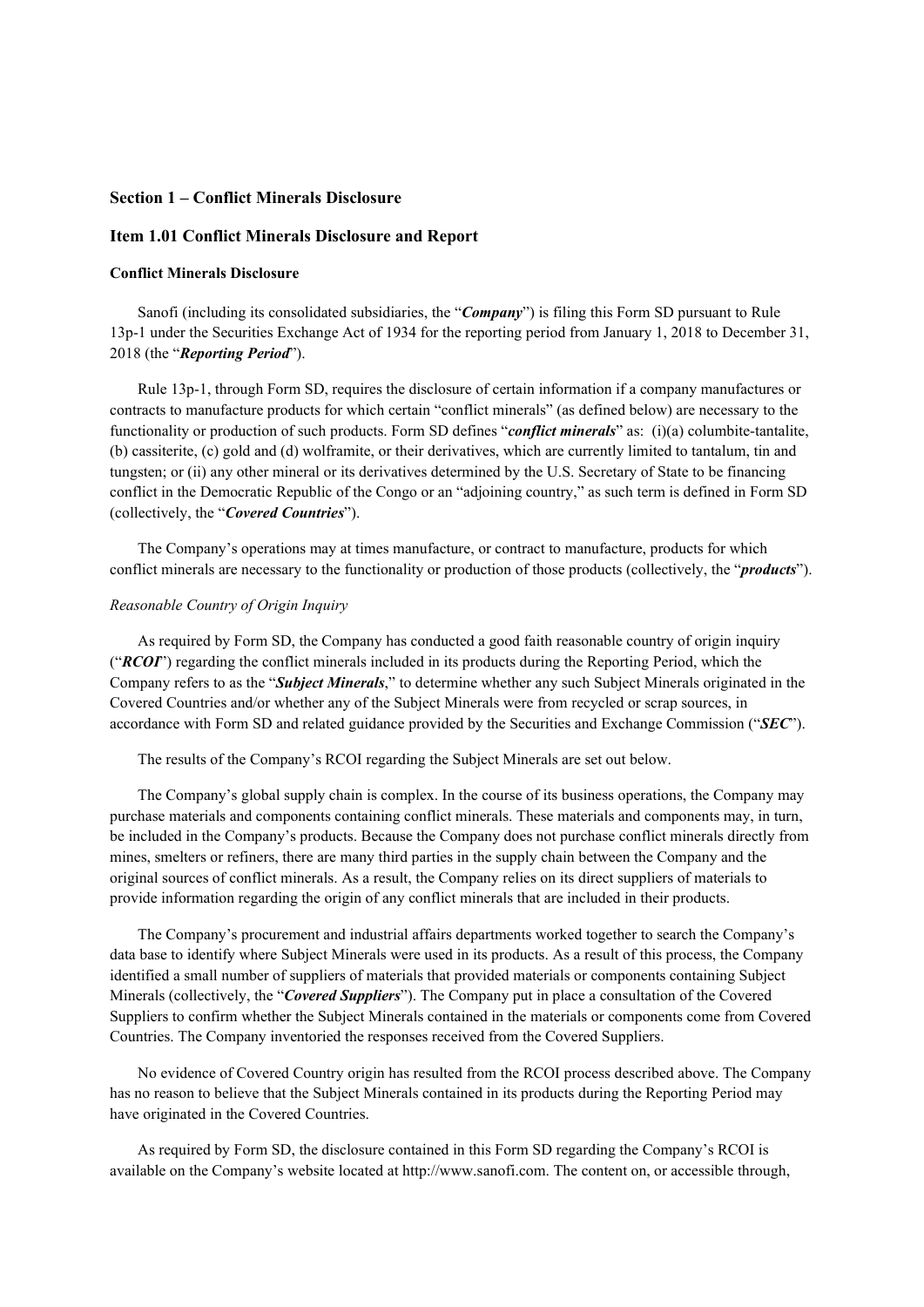## Section 1 – Conflict Minerals Disclosure

### Item 1.01 Conflict Minerals Disclosure and Report

#### Conflict Minerals Disclosure

Sanofi (including its consolidated subsidiaries, the "***Company***") is filing this Form SD pursuant to Rule 13p-1 under the Securities Exchange Act of 1934 for the reporting period from January 1, 2018 to December 31, 2018 (the "***Reporting Period***").

Rule 13p-1, through Form SD, requires the disclosure of certain information if a company manufactures or contracts to manufacture products for which certain "conflict minerals" (as defined below) are necessary to the functionality or production of such products. Form SD defines "***conflict minerals***" as: (i)(a) columbite-tantalite, (b) cassiterite, (c) gold and (d) wolframite, or their derivatives, which are currently limited to tantalum, tin and tungsten; or (ii) any other mineral or its derivatives determined by the U.S. Secretary of State to be financing conflict in the Democratic Republic of the Congo or an "adjoining country," as such term is defined in Form SD (collectively, the "***Covered Countries***").

The Company's operations may at times manufacture, or contract to manufacture, products for which conflict minerals are necessary to the functionality or production of those products (collectively, the "***products***").

*Reasonable Country of Origin Inquiry*

As required by Form SD, the Company has conducted a good faith reasonable country of origin inquiry ("***RCOI***") regarding the conflict minerals included in its products during the Reporting Period, which the Company refers to as the "***Subject Minerals***," to determine whether any such Subject Minerals originated in the Covered Countries and/or whether any of the Subject Minerals were from recycled or scrap sources, in accordance with Form SD and related guidance provided by the Securities and Exchange Commission ("***SEC***").

The results of the Company's RCOI regarding the Subject Minerals are set out below.

The Company's global supply chain is complex. In the course of its business operations, the Company may purchase materials and components containing conflict minerals. These materials and components may, in turn, be included in the Company's products. Because the Company does not purchase conflict minerals directly from mines, smelters or refiners, there are many third parties in the supply chain between the Company and the original sources of conflict minerals. As a result, the Company relies on its direct suppliers of materials to provide information regarding the origin of any conflict minerals that are included in their products.

The Company's procurement and industrial affairs departments worked together to search the Company's data base to identify where Subject Minerals were used in its products. As a result of this process, the Company identified a small number of suppliers of materials that provided materials or components containing Subject Minerals (collectively, the "***Covered Suppliers***"). The Company put in place a consultation of the Covered Suppliers to confirm whether the Subject Minerals contained in the materials or components come from Covered Countries. The Company inventoried the responses received from the Covered Suppliers.

No evidence of Covered Country origin has resulted from the RCOI process described above. The Company has no reason to believe that the Subject Minerals contained in its products during the Reporting Period may have originated in the Covered Countries.

As required by Form SD, the disclosure contained in this Form SD regarding the Company's RCOI is available on the Company's website located at http://www.sanofi.com. The content on, or accessible through,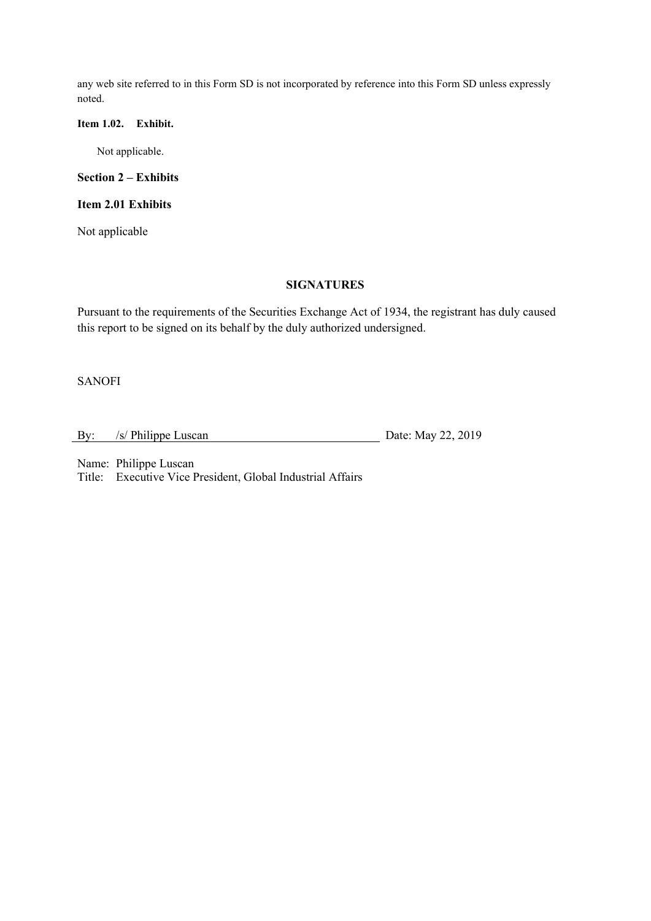any web site referred to in this Form SD is not incorporated by reference into this Form SD unless expressly noted.

**Item 1.02. Exhibit.**

Not applicable.

**Section 2 – Exhibits**

**Item 2.01 Exhibits**

Not applicable

## SIGNATURES

Pursuant to the requirements of the Securities Exchange Act of 1934, the registrant has duly caused this report to be signed on its behalf by the duly authorized undersigned.

SANOFI

By: /s/ Philippe Luscan Date: May 22, 2019

Name: Philippe Luscan
Title: Executive Vice President, Global Industrial Affairs